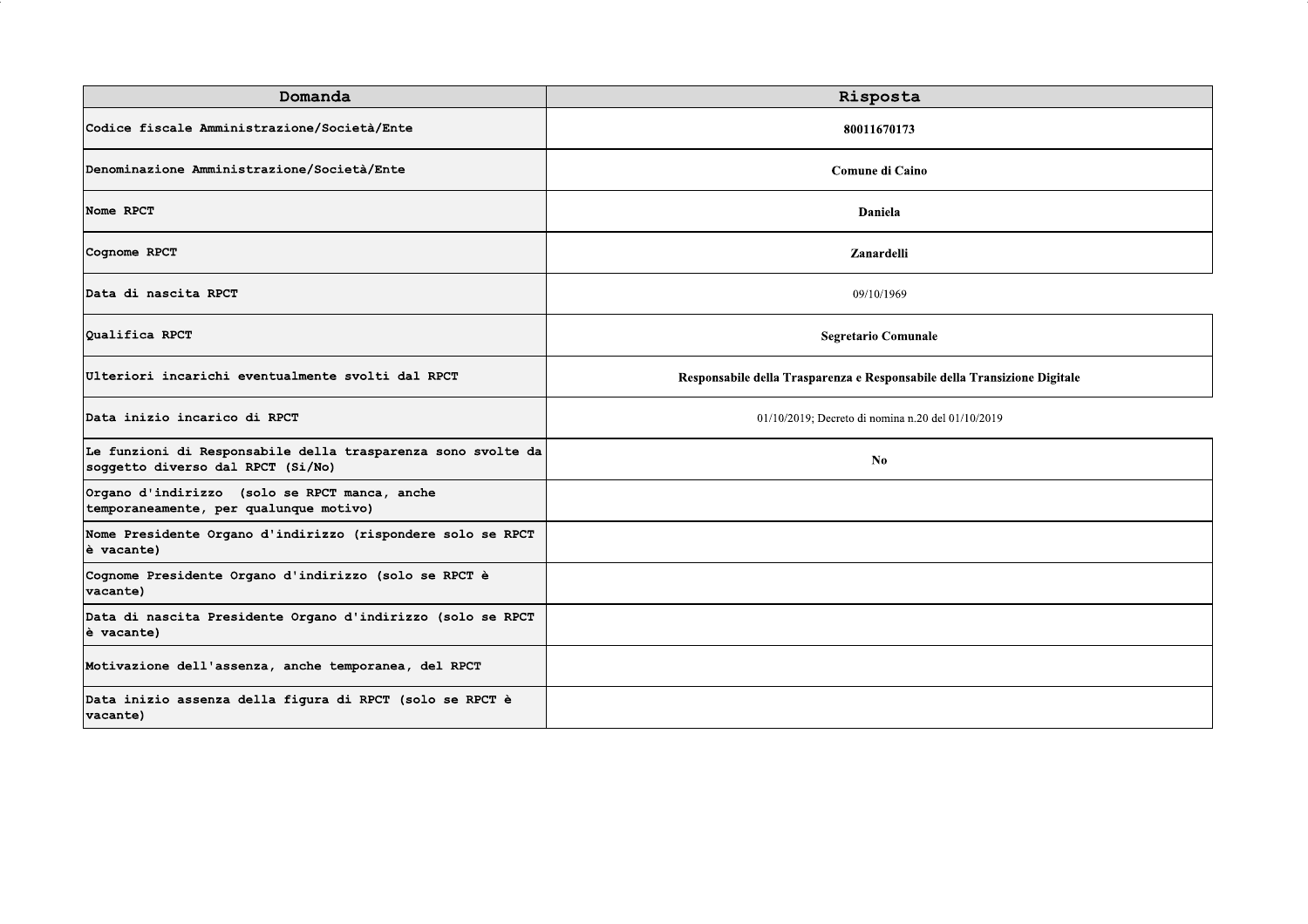| Domanda | Risposta |
|---|---|
| Codice fiscale Amministrazione/Società/Ente | **80011670173** |
| Denominazione Amministrazione/Società/Ente | **Comune di Caino** |
| Nome RPCT | **Daniela** |
| Cognome RPCT | **Zanardelli** |
| Data di nascita RPCT | 09/10/1969 |
| Qualifica RPCT | **Segretario Comunale** |
| Ulteriori incarichi eventualmente svolti dal RPCT | **Responsabile della Trasparenza e Responsabile della Transizione Digitale** |
| Data inizio incarico di RPCT | 01/10/2019; Decreto di nomina n.20 del 01/10/2019 |
| Le funzioni di Responsabile della trasparenza sono svolte da soggetto diverso dal RPCT (Si/No) | **No** |
| Organo d'indirizzo (solo se RPCT manca, anche temporaneamente, per qualunque motivo) | |
| Nome Presidente Organo d'indirizzo (rispondere solo se RPCT è vacante) | |
| Cognome Presidente Organo d'indirizzo (solo se RPCT è vacante) | |
| Data di nascita Presidente Organo d'indirizzo (solo se RPCT è vacante) | |
| Motivazione dell'assenza, anche temporanea, del RPCT | |
| Data inizio assenza della figura di RPCT (solo se RPCT è vacante) | |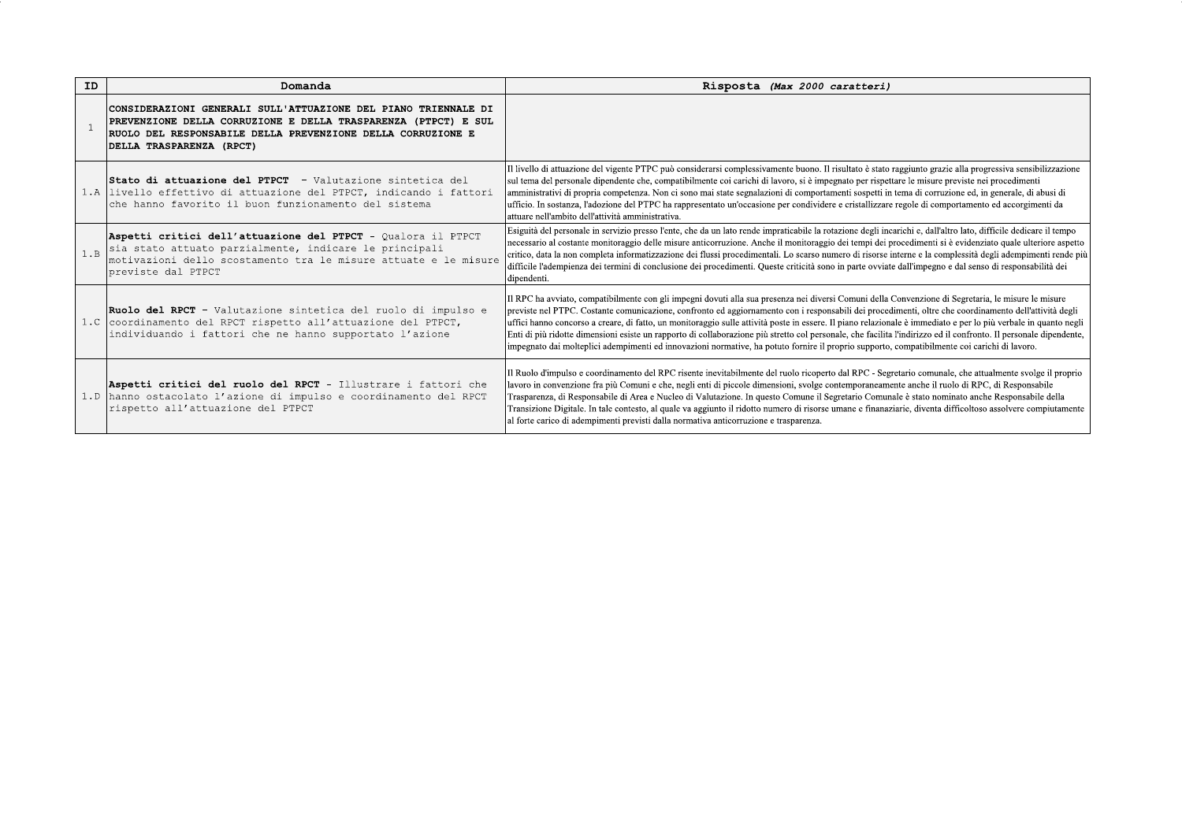| ID | Domanda | Risposta *(Max 2000 caratteri)* |
|---|---|---|
| 1 | **CONSIDERAZIONI GENERALI SULL'ATTUAZIONE DEL PIANO TRIENNALE DI PREVENZIONE DELLA CORRUZIONE E DELLA TRASPARENZA (PTPCT) E SUL RUOLO DEL RESPONSABILE DELLA PREVENZIONE DELLA CORRUZIONE E DELLA TRASPARENZA (RPCT)** | |
| 1.A | **Stato di attuazione del PTPCT** - Valutazione sintetica del livello effettivo di attuazione del PTPCT, indicando i fattori che hanno favorito il buon funzionamento del sistema | Il livello di attuazione del vigente PTPC può considerarsi complessivamente buono. Il risultato è stato raggiunto grazie alla progressiva sensibilizzazione sul tema del personale dipendente che, compatibilmente coi carichi di lavoro, si è impegnato per rispettare le misure previste nei procedimenti amministrativi di propria competenza. Non ci sono mai state segnalazioni di comportamenti sospetti in tema di corruzione ed, in generale, di abusi di ufficio. In sostanza, l'adozione del PTPC ha rappresentato un'occasione per condividere e cristallizzare regole di comportamento ed accorgimenti da attuare nell'ambito dell'attività amministrativa. |
| 1.B | **Aspetti critici dell'attuazione del PTPCT** - Qualora il PTPCT sia stato attuato parzialmente, indicare le principali motivazioni dello scostamento tra le misure attuate e le misure previste dal PTPCT | Esiguità del personale in servizio presso l'ente, che da un lato rende impraticabile la rotazione degli incarichi e, dall'altro lato, difficile dedicare il tempo necessario al costante monitoraggio delle misure anticorruzione. Anche il monitoraggio dei tempi dei procedimenti si è evidenziato quale ulteriore aspetto critico, data la non completa informatizzazione dei flussi procedimentali. Lo scarso numero di risorse interne e la complessità degli adempimenti rende più difficile l'adempienza dei termini di conclusione dei procedimenti. Queste criticità sono in parte ovviate dall'impegno e dal senso di responsabilità dei dipendenti. |
| 1.C | **Ruolo del RPCT** - Valutazione sintetica del ruolo di impulso e coordinamento del RPCT rispetto all'attuazione del PTPCT, individuando i fattori che ne hanno supportato l'azione | Il RPC ha avviato, compatibilmente con gli impegni dovuti alla sua presenza nei diversi Comuni della Convenzione di Segretaria, le misure le misure previste nel PTPC. Costante comunicazione, confronto ed aggiornamento con i responsabili dei procedimenti, oltre che coordinamento dell'attività degli uffici hanno concorso a creare, di fatto, un monitoraggio sulle attività poste in essere. Il piano relazionale è immediato e per lo più verbale in quanto negli Enti di più ridotte dimensioni esiste un rapporto di collaborazione più stretto col personale, che facilita l'indirizzo ed il confronto. Il personale dipendente, impegnato dai molteplici adempimenti ed innovazioni normative, ha potuto fornire il proprio supporto, compatibilmente coi carichi di lavoro. |
| 1.D | **Aspetti critici del ruolo del RPCT** - Illustrare i fattori che hanno ostacolato l'azione di impulso e coordinamento del RPCT rispetto all'attuazione del PTPCT | Il Ruolo d'impulso e coordinamento del RPC risente inevitabilmente del ruolo ricoperto dal RPC - Segretario comunale, che attualmente svolge il proprio lavoro in convenzione fra più Comuni e che, negli enti di piccole dimensioni, svolge contemporaneamente anche il ruolo di RPC, di Responsabile Trasparenza, di Responsabile di Area e Nucleo di Valutazione. In questo Comune il Segretario Comunale è stato nominato anche Responsabile della Transizione Digitale. In tale contesto, al quale va aggiunto il ridotto numero di risorse umane e finanaziarie, diventa difficoltoso assolvere compiutamente al forte carico di adempimenti previsti dalla normativa anticorruzione e trasparenza. |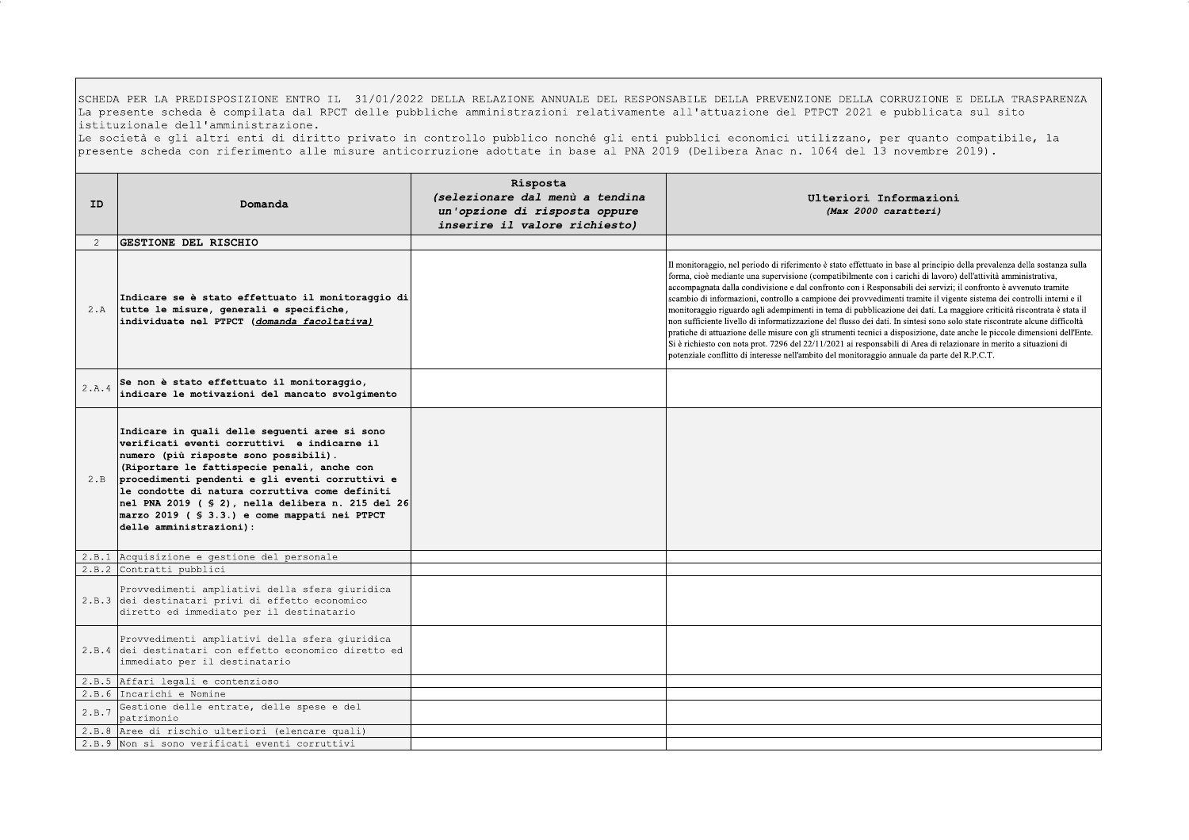SCHEDA PER LA PREDISPOSIZIONE ENTRO IL 31/01/2022 DELLA RELAZIONE ANNUALE DEL RESPONSABILE DELLA PREVENZIONE DELLA CORRUZIONE E DELLA TRASPARENZA
La presente scheda è compilata dal RPCT delle pubbliche amministrazioni relativamente all'attuazione del PTPCT 2021 e pubblicata sul sito istituzionale dell'amministrazione.
Le società e gli altri enti di diritto privato in controllo pubblico nonché gli enti pubblici economici utilizzano, per quanto compatibile, la presente scheda con riferimento alle misure anticorruzione adottate in base al PNA 2019 (Delibera Anac n. 1064 del 13 novembre 2019).

| ID | Domanda | Risposta *(selezionare dal menù a tendina un'opzione di risposta oppure inserire il valore richiesto)* | Ulteriori Informazioni *(Max 2000 caratteri)* |
|---|---|---|---|
| 2 | **GESTIONE DEL RISCHIO** | | |
| 2.A | **Indicare se è stato effettuato il monitoraggio di tutte le misure, generali e specifiche, individuate nel PTPCT (*domanda facoltativa*)** | | Il monitoraggio, nel periodo di riferimento è stato effettuato in base al principio della prevalenza della sostanza sulla forma, cioè mediante una supervisione (compatibilmente con i carichi di lavoro) dell'attività amministrativa, accompagnata dalla condivisione e dal confronto con i Responsabili dei servizi; il confronto è avvenuto tramite scambio di informazioni, controllo a campione dei provvedimenti tramite il vigente sistema dei controlli interni e il monitoraggio riguardo agli adempimenti in tema di pubblicazione dei dati. La maggiore criticità riscontrata è stata il non sufficiente livello di informatizzazione del flusso dei dati. In sintesi sono solo state riscontrate alcune difficoltà pratiche di attuazione delle misure con gli strumenti tecnici a disposizione, date anche le piccole dimensioni dell'Ente. Si è richiesto con nota prot. 7296 del 22/11/2021 ai responsabili di Area di relazionare in merito a situazioni di potenziale conflitto di interesse nell'ambito del monitoraggio annuale da parte del R.P.C.T. |
| 2.A.4 | **Se non è stato effettuato il monitoraggio, indicare le motivazioni del mancato svolgimento** | | |
| 2.B | **Indicare in quali delle seguenti aree si sono verificati eventi corruttivi e indicarne il numero (più risposte sono possibili). (Riportare le fattispecie penali, anche con procedimenti pendenti e gli eventi corruttivi e le condotte di natura corruttiva come definiti nel PNA 2019 ( § 2), nella delibera n. 215 del 26 marzo 2019 ( § 3.3.) e come mappati nei PTPCT delle amministrazioni):** | | |
| 2.B.1 | Acquisizione e gestione del personale | | |
| 2.B.2 | Contratti pubblici | | |
| 2.B.3 | Provvedimenti ampliativi della sfera giuridica dei destinatari privi di effetto economico diretto ed immediato per il destinatario | | |
| 2.B.4 | Provvedimenti ampliativi della sfera giuridica dei destinatari con effetto economico diretto ed immediato per il destinatario | | |
| 2.B.5 | Affari legali e contenzioso | | |
| 2.B.6 | Incarichi e Nomine | | |
| 2.B.7 | Gestione delle entrate, delle spese e del patrimonio | | |
| 2.B.8 | Aree di rischio ulteriori (elencare quali) | | |
| 2.B.9 | Non si sono verificati eventi corruttivi | | |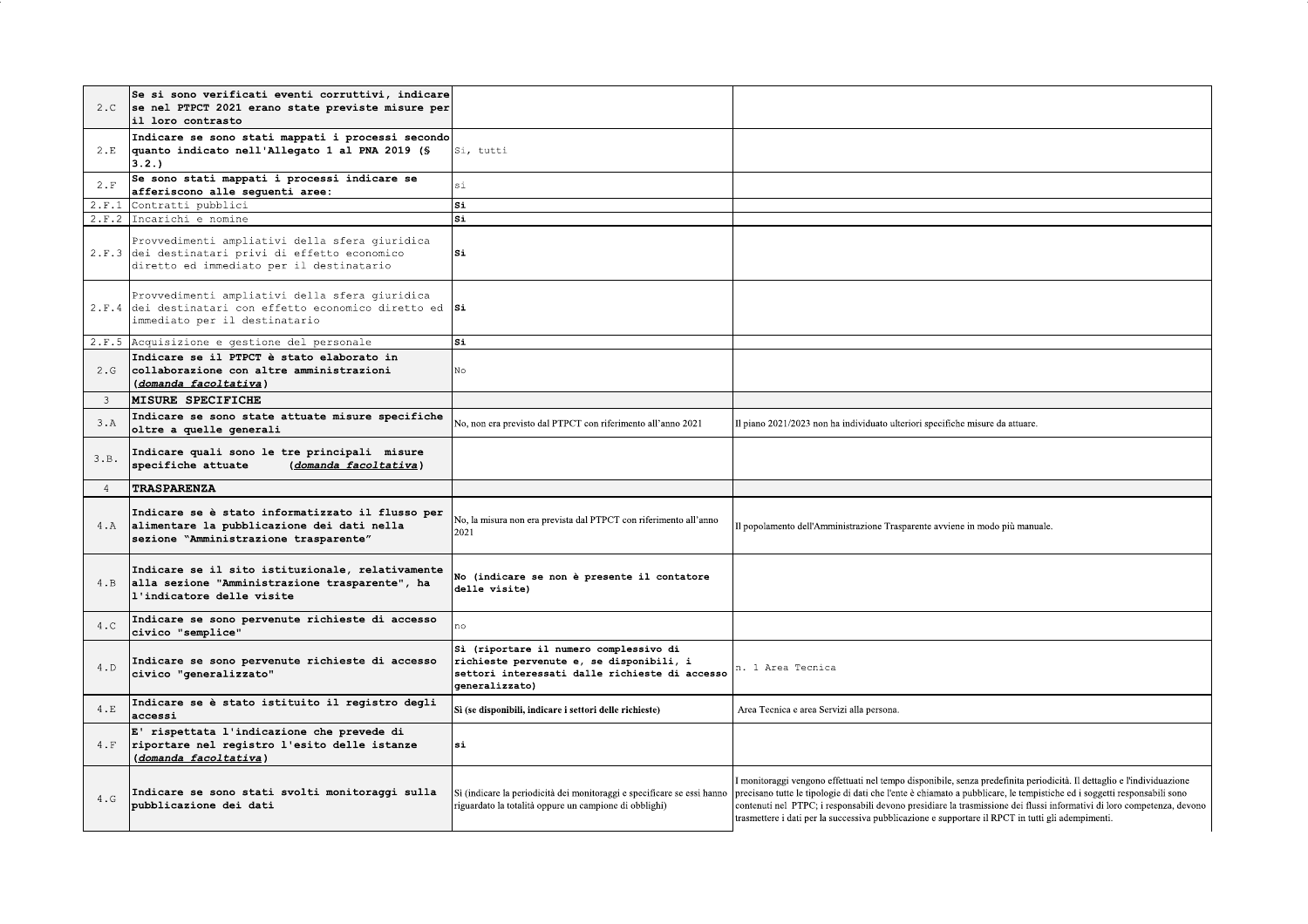| | | | |
|---|---|---|---|
| 2.C | **Se si sono verificati eventi corruttivi, indicare se nel PTPCT 2021 erano state previste misure per il loro contrasto** | | |
| 2.E | **Indicare se sono stati mappati i processi secondo quanto indicato nell'Allegato 1 al PNA 2019 (§ 3.2.)** | Si, tutti | |
| 2.F | **Se sono stati mappati i processi indicare se afferiscono alle seguenti aree:** | si | |
| 2.F.1 | Contratti pubblici | **Si** | |
| 2.F.2 | Incarichi e nomine | **Si** | |
| 2.F.3 | Provvedimenti ampliativi della sfera giuridica dei destinatari privi di effetto economico diretto ed immediato per il destinatario | **Si** | |
| 2.F.4 | Provvedimenti ampliativi della sfera giuridica dei destinatari con effetto economico diretto ed immediato per il destinatario | **Si** | |
| 2.F.5 | Acquisizione e gestione del personale | **Si** | |
| 2.G | **Indicare se il PTPCT è stato elaborato in collaborazione con altre amministrazioni (*domanda facoltativa*)** | No | |
| 3 | **MISURE SPECIFICHE** | | |
| 3.A | **Indicare se sono state attuate misure specifiche oltre a quelle generali** | No, non era previsto dal PTPCT con riferimento all'anno 2021 | Il piano 2021/2023 non ha individuato ulteriori specifiche misure da attuare. |
| 3.B. | **Indicare quali sono le tre principali misure specifiche attuate (*domanda facoltativa*)** | | |
| 4 | **TRASPARENZA** | | |
| 4.A | **Indicare se è stato informatizzato il flusso per alimentare la pubblicazione dei dati nella sezione "Amministrazione trasparente"** | No, la misura non era prevista dal PTPCT con riferimento all'anno 2021 | Il popolamento dell'Amministrazione Trasparente avviene in modo più manuale. |
| 4.B | **Indicare se il sito istituzionale, relativamente alla sezione "Amministrazione trasparente", ha l'indicatore delle visite** | **No (indicare se non è presente il contatore delle visite)** | |
| 4.C | **Indicare se sono pervenute richieste di accesso civico "semplice"** | no | |
| 4.D | **Indicare se sono pervenute richieste di accesso civico "generalizzato"** | **Sì (riportare il numero complessivo di richieste pervenute e, se disponibili, i settori interessati dalle richieste di accesso generalizzato)** | n. 1 Area Tecnica |
| 4.E | **Indicare se è stato istituito il registro degli accessi** | **Sì (se disponibili, indicare i settori delle richieste)** | Area Tecnica e area Servizi alla persona. |
| 4.F | **E' rispettata l'indicazione che prevede di riportare nel registro l'esito delle istanze (*domanda facoltativa*)** | **si** | |
| 4.G | **Indicare se sono stati svolti monitoraggi sulla pubblicazione dei dati** | Sì (indicare la periodicità dei monitoraggi e specificare se essi hanno riguardato la totalità oppure un campione di obblighi) | I monitoraggi vengono effettuati nel tempo disponibile, senza predefinita periodicità. Il dettaglio e l'individuazione precisano tutte le tipologie di dati che l'ente è chiamato a pubblicare, le tempistiche ed i soggetti responsabili sono contenuti nel PTPC; i responsabili devono presidiare la trasmissione dei flussi informativi di loro competenza, devono trasmettere i dati per la successiva pubblicazione e supportare il RPCT in tutti gli adempimenti. |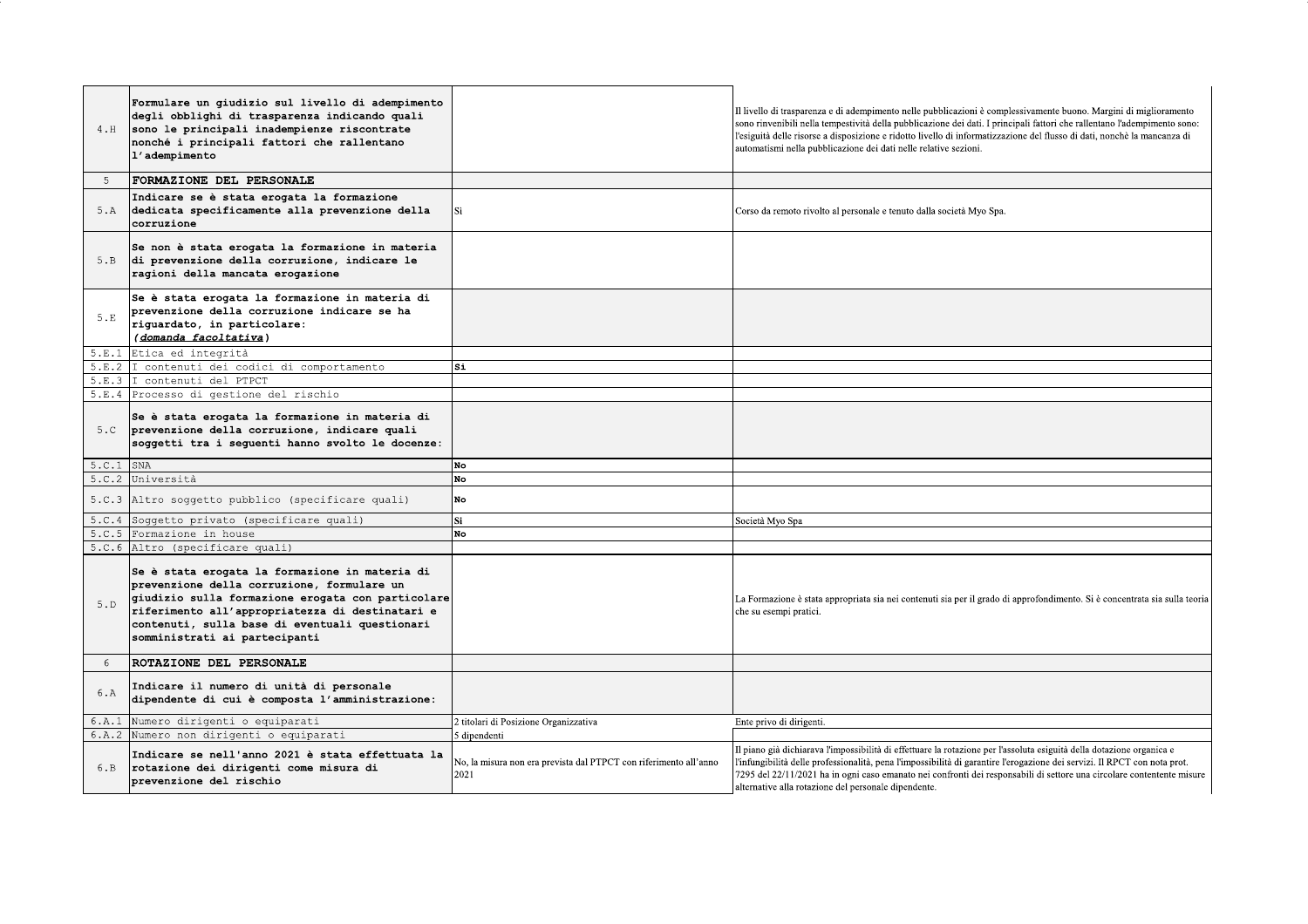| | | | |
|---|---|---|---|
| 4.H | **Formulare un giudizio sul livello di adempimento degli obblighi di trasparenza indicando quali sono le principali inadempienze riscontrate nonché i principali fattori che rallentano l'adempimento** | | Il livello di trasparenza e di adempimento nelle pubblicazioni è complessivamente buono. Margini di miglioramento sono rinvenibili nella tempestività della pubblicazione dei dati. I principali fattori che rallentano l'adempimento sono: l'esiguità delle risorse a disposizione e ridotto livello di informatizzazione del flusso di dati, nonchè la mancanza di automatismi nella pubblicazione dei dati nelle relative sezioni. |
| 5 | **FORMAZIONE DEL PERSONALE** | | |
| 5.A | **Indicare se è stata erogata la formazione dedicata specificamente alla prevenzione della corruzione** | Si | Corso da remoto rivolto al personale e tenuto dalla società Myo Spa. |
| 5.B | **Se non è stata erogata la formazione in materia di prevenzione della corruzione, indicare le ragioni della mancata erogazione** | | |
| 5.E | **Se è stata erogata la formazione in materia di prevenzione della corruzione indicare se ha riguardato, in particolare: *(domanda facoltativa)*** | | |
| 5.E.1 | Etica ed integrità | | |
| 5.E.2 | I contenuti dei codici di comportamento | **Si** | |
| 5.E.3 | I contenuti del PTPCT | | |
| 5.E.4 | Processo di gestione del rischio | | |
| 5.C | **Se è stata erogata la formazione in materia di prevenzione della corruzione, indicare quali soggetti tra i seguenti hanno svolto le docenze:** | | |
| 5.C.1 | SNA | **No** | |
| 5.C.2 | Università | **No** | |
| 5.C.3 | Altro soggetto pubblico (specificare quali) | **No** | |
| 5.C.4 | Soggetto privato (specificare quali) | Si | Società Myo Spa |
| 5.C.5 | Formazione in house | **No** | |
| 5.C.6 | Altro (specificare quali) | | |
| 5.D | **Se è stata erogata la formazione in materia di prevenzione della corruzione, formulare un giudizio sulla formazione erogata con particolare riferimento all'appropriatezza di destinatari e contenuti, sulla base di eventuali questionari somministrati ai partecipanti** | | La Formazione è stata appropriata sia nei contenuti sia per il grado di approfondimento. Si è concentrata sia sulla teoria che su esempi pratici. |
| 6 | **ROTAZIONE DEL PERSONALE** | | |
| 6.A | **Indicare il numero di unità di personale dipendente di cui è composta l'amministrazione:** | | |
| 6.A.1 | Numero dirigenti o equiparati | 2 titolari di Posizione Organizzativa | Ente privo di dirigenti. |
| 6.A.2 | Numero non dirigenti o equiparati | 5 dipendenti | |
| 6.B | **Indicare se nell'anno 2021 è stata effettuata la rotazione dei dirigenti come misura di prevenzione del rischio** | No, la misura non era prevista dal PTPCT con riferimento all'anno 2021 | Il piano già dichiarava l'impossibilità di effettuare la rotazione per l'assoluta esiguità della dotazione organica e l'infungibilità delle professionalità, pena l'impossibilità di garantire l'erogazione dei servizi. Il RPCT con nota prot. 7295 del 22/11/2021 ha in ogni caso emanato nei confronti dei responsabili di settore una circolare contentente misure alternative alla rotazione del personale dipendente. |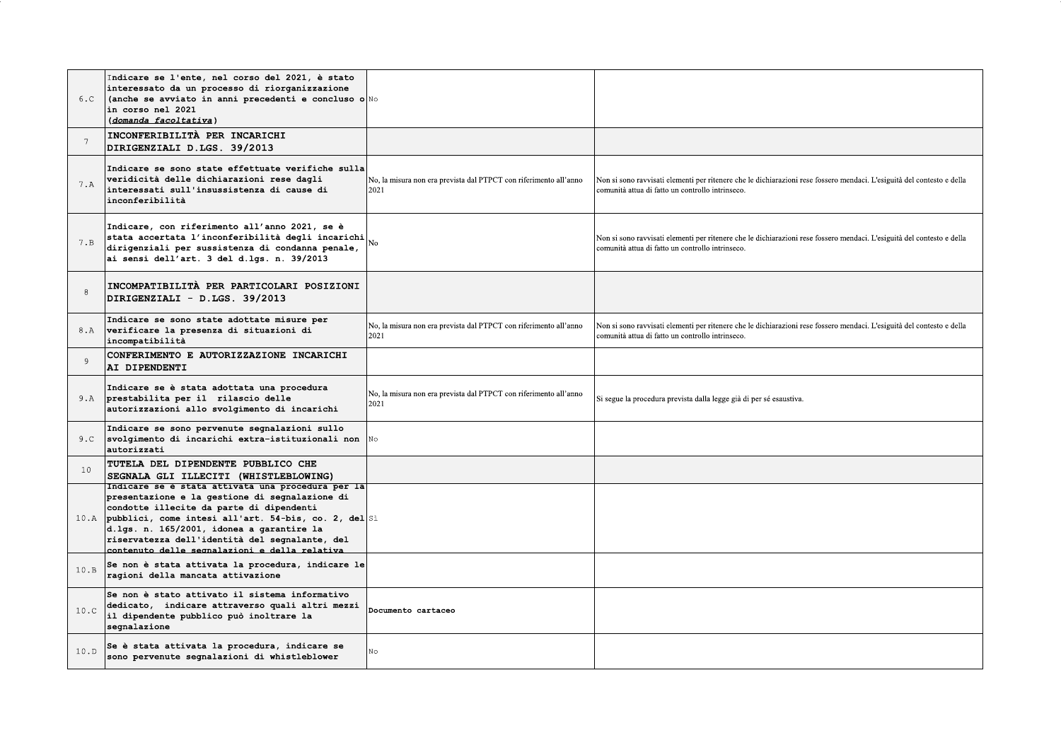| | | | |
|---|---|---|---|
| 6.C | Indicare se l'ente, nel corso del 2021, è stato interessato da un processo di riorganizzazione (anche se avviato in anni precedenti e concluso o in corso nel 2021 (***domanda facoltativa***) | No | |
| 7 | **INCONFERIBILITÀ PER INCARICHI DIRIGENZIALI D.LGS. 39/2013** | | |
| 7.A | Indicare se sono state effettuate verifiche sulla veridicità delle dichiarazioni rese dagli interessati sull'insussistenza di cause di inconferibilità | No, la misura non era prevista dal PTPCT con riferimento all'anno 2021 | Non si sono ravvisati elementi per ritenere che le dichiarazioni rese fossero mendaci. L'esiguità del contesto e della comunità attua di fatto un controllo intrinseco. |
| 7.B | Indicare, con riferimento all'anno 2021, se è stata accertata l'inconferibilità degli incarichi dirigenziali per sussistenza di condanna penale, ai sensi dell'art. 3 del d.lgs. n. 39/2013 | No | Non si sono ravvisati elementi per ritenere che le dichiarazioni rese fossero mendaci. L'esiguità del contesto e della comunità attua di fatto un controllo intrinseco. |
| 8 | **INCOMPATIBILITÀ PER PARTICOLARI POSIZIONI DIRIGENZIALI - D.LGS. 39/2013** | | |
| 8.A | Indicare se sono state adottate misure per verificare la presenza di situazioni di incompatibilità | No, la misura non era prevista dal PTPCT con riferimento all'anno 2021 | Non si sono ravvisati elementi per ritenere che le dichiarazioni rese fossero mendaci. L'esiguità del contesto e della comunità attua di fatto un controllo intrinseco. |
| 9 | **CONFERIMENTO E AUTORIZZAZIONE INCARICHI AI DIPENDENTI** | | |
| 9.A | Indicare se è stata adottata una procedura prestabilita per il rilascio delle autorizzazioni allo svolgimento di incarichi | No, la misura non era prevista dal PTPCT con riferimento all'anno 2021 | Si segue la procedura prevista dalla legge già di per sé esaustiva. |
| 9.C | Indicare se sono pervenute segnalazioni sullo svolgimento di incarichi extra-istituzionali non autorizzati | No | |
| 10 | **TUTELA DEL DIPENDENTE PUBBLICO CHE SEGNALA GLI ILLECITI (WHISTLEBLOWING)** | | |
| 10.A | Indicare se è stata attivata una procedura per la presentazione e la gestione di segnalazione di condotte illecite da parte di dipendenti pubblici, come intesi all'art. 54-bis, co. 2, del d.lgs. n. 165/2001, idonea a garantire la riservatezza dell'identità del segnalante, del contenuto delle segnalazioni e della relativa | Sì | |
| 10.B | Se non è stata attivata la procedura, indicare le ragioni della mancata attivazione | | |
| 10.C | Se non è stato attivato il sistema informativo dedicato, indicare attraverso quali altri mezzi il dipendente pubblico può inoltrare la segnalazione | Documento cartaceo | |
| 10.D | Se è stata attivata la procedura, indicare se sono pervenute segnalazioni di whistleblower | No | |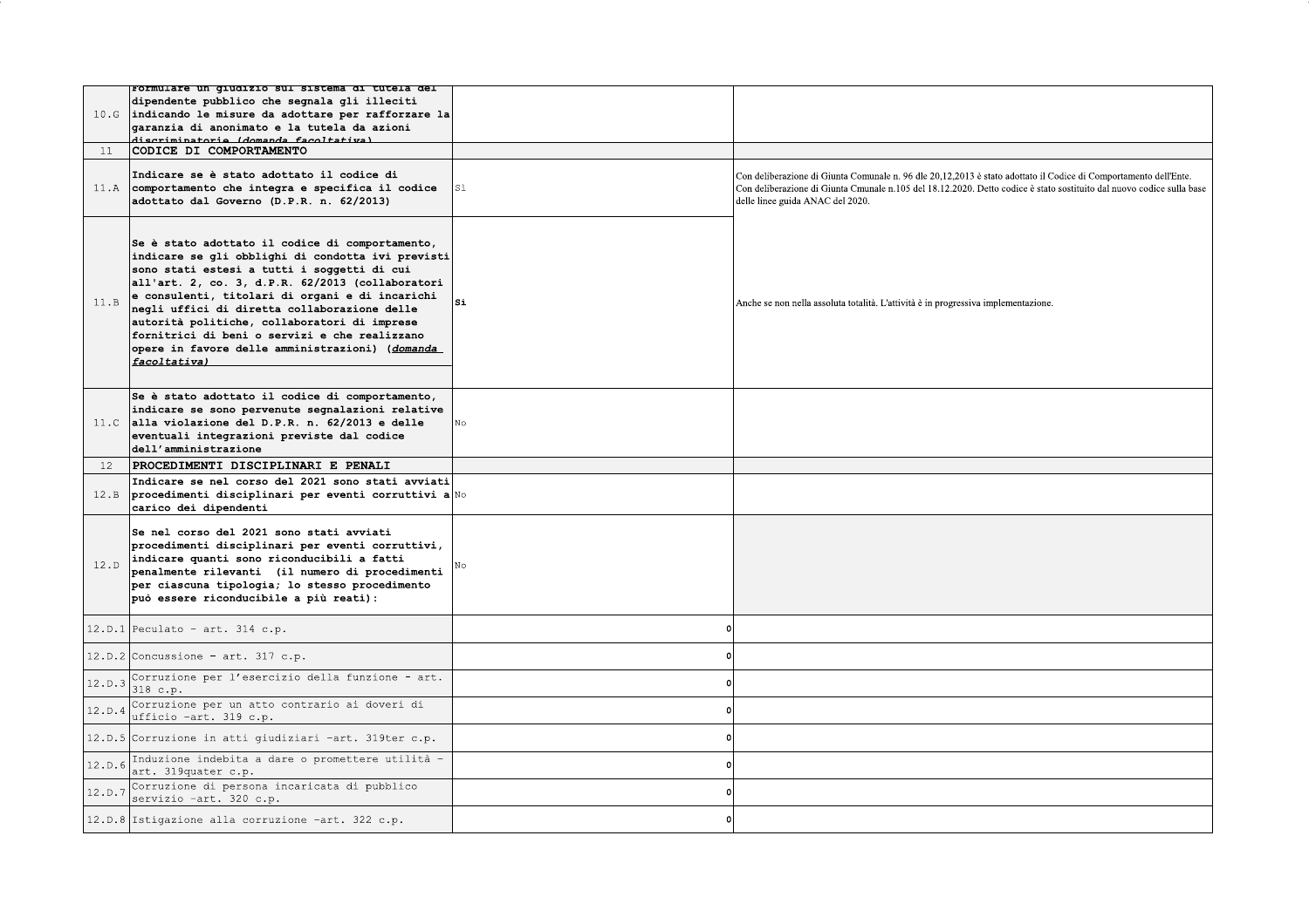| | | | |
|---|---|---|---|
| 10.G | Formulare un giudizio sul sistema di tutela del dipendente pubblico che segnala gli illeciti indicando le misure da adottare per rafforzare la garanzia di anonimato e la tutela da azioni discriminatorie (*domanda facoltativa*) | | |
| 11 | **CODICE DI COMPORTAMENTO** | | |
| 11.A | **Indicare se è stato adottato il codice di comportamento che integra e specifica il codice adottato dal Governo (D.P.R. n. 62/2013)** | Sì | Con deliberazione di Giunta Comunale n. 96 dle 20,12,2013 è stato adottato il Codice di Comportamento dell'Ente. Con deliberazione di Giunta Cmunale n.105 del 18.12.2020. Detto codice è stato sostituito dal nuovo codice sulla base delle linee guida ANAC del 2020. |
| 11.B | **Se è stato adottato il codice di comportamento, indicare se gli obblighi di condotta ivi previsti sono stati estesi a tutti i soggetti di cui all'art. 2, co. 3, d.P.R. 62/2013 (collaboratori e consulenti, titolari di organi e di incarichi negli uffici di diretta collaborazione delle autorità politiche, collaboratori di imprese fornitrici di beni o servizi e che realizzano opere in favore delle amministrazioni) (*domanda facoltativa*)** | **Sì** | Anche se non nella assoluta totalità. L'attività è in progressiva implementazione. |
| 11.C | **Se è stato adottato il codice di comportamento, indicare se sono pervenute segnalazioni relative alla violazione del D.P.R. n. 62/2013 e delle eventuali integrazioni previste dal codice dell'amministrazione** | No | |
| 12 | **PROCEDIMENTI DISCIPLINARI E PENALI** | | |
| 12.B | **Indicare se nel corso del 2021 sono stati avviati procedimenti disciplinari per eventi corruttivi a carico dei dipendenti** | No | |
| 12.D | **Se nel corso del 2021 sono stati avviati procedimenti disciplinari per eventi corruttivi, indicare quanti sono riconducibili a fatti penalmente rilevanti (il numero di procedimenti per ciascuna tipologia; lo stesso procedimento può essere riconducibile a più reati):** | No | |
| 12.D.1 | Peculato - art. 314 c.p. | 0 | |
| 12.D.2 | Concussione - art. 317 c.p. | 0 | |
| 12.D.3 | Corruzione per l'esercizio della funzione - art. 318 c.p. | 0 | |
| 12.D.4 | Corruzione per un atto contrario ai doveri di ufficio -art. 319 c.p. | 0 | |
| 12.D.5 | Corruzione in atti giudiziari -art. 319ter c.p. | 0 | |
| 12.D.6 | Induzione indebita a dare o promettere utilità - art. 319quater c.p. | 0 | |
| 12.D.7 | Corruzione di persona incaricata di pubblico servizio -art. 320 c.p. | 0 | |
| 12.D.8 | Istigazione alla corruzione -art. 322 c.p. | 0 | |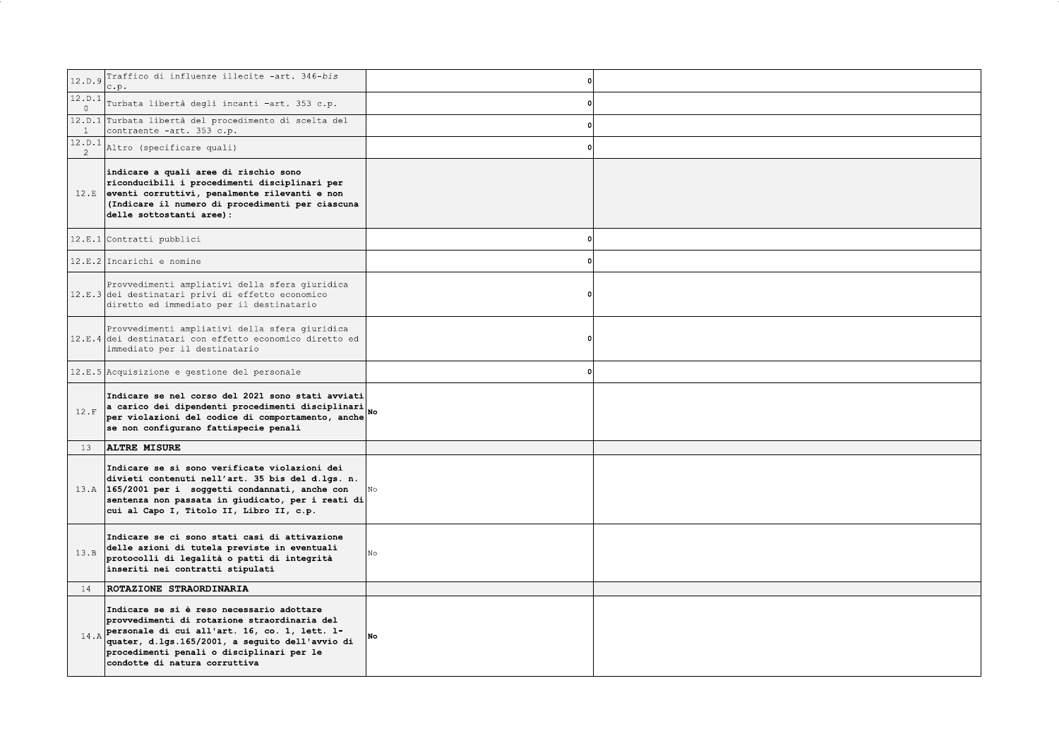| | | | |
|---|---|---|---|
| 12.D.9 | Traffico di influenze illecite -art. 346-*bis* c.p. | 0 | |
| 12.D.10 | Turbata libertà degli incanti -art. 353 c.p. | 0 | |
| 12.D.11 | Turbata libertà del procedimento di scelta del contraente -art. 353 c.p. | 0 | |
| 12.D.12 | Altro (specificare quali) | 0 | |
| 12.E | **indicare a quali aree di rischio sono riconducibili i procedimenti disciplinari per eventi corruttivi, penalmente rilevanti e non (Indicare il numero di procedimenti per ciascuna delle sottostanti aree):** | | |
| 12.E.1 | Contratti pubblici | 0 | |
| 12.E.2 | Incarichi e nomine | 0 | |
| 12.E.3 | Provvedimenti ampliativi della sfera giuridica dei destinatari privi di effetto economico diretto ed immediato per il destinatario | 0 | |
| 12.E.4 | Provvedimenti ampliativi della sfera giuridica dei destinatari con effetto economico diretto ed immediato per il destinatario | 0 | |
| 12.E.5 | Acquisizione e gestione del personale | 0 | |
| 12.F | **Indicare se nel corso del 2021 sono stati avviati a carico dei dipendenti procedimenti disciplinari per violazioni del codice di comportamento, anche se non configurano fattispecie penali** | **No** | |
| 13 | **ALTRE MISURE** | | |
| 13.A | **Indicare se si sono verificate violazioni dei divieti contenuti nell'art. 35 bis del d.lgs. n. 165/2001 per i soggetti condannati, anche con sentenza non passata in giudicato, per i reati di cui al Capo I, Titolo II, Libro II, c.p.** | No | |
| 13.B | **Indicare se ci sono stati casi di attivazione delle azioni di tutela previste in eventuali protocolli di legalità o patti di integrità inseriti nei contratti stipulati** | No | |
| 14 | **ROTAZIONE STRAORDINARIA** | | |
| 14.A | **Indicare se si è reso necessario adottare provvedimenti di rotazione straordinaria del personale di cui all'art. 16, co. 1, lett. l-quater, d.lgs.165/2001, a seguito dell'avvio di procedimenti penali o disciplinari per le condotte di natura corruttiva** | **No** | |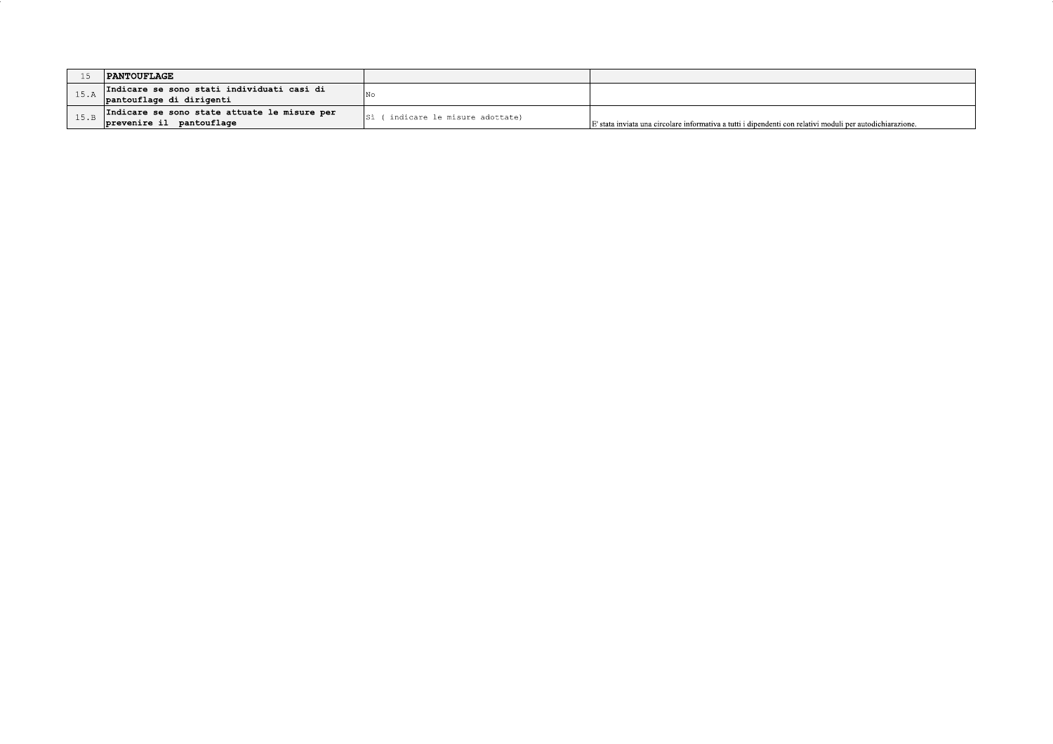| | | | |
|---|---|---|---|
| 15 | **PANTOUFLAGE** | | |
| 15.A | **Indicare se sono stati individuati casi di pantouflage di dirigenti** | No | |
| 15.B | **Indicare se sono state attuate le misure per prevenire il pantouflage** | Sì ( indicare le misure adottate) | E' stata inviata una circolare informativa a tutti i dipendenti con relativi moduli per autodichiarazione. |